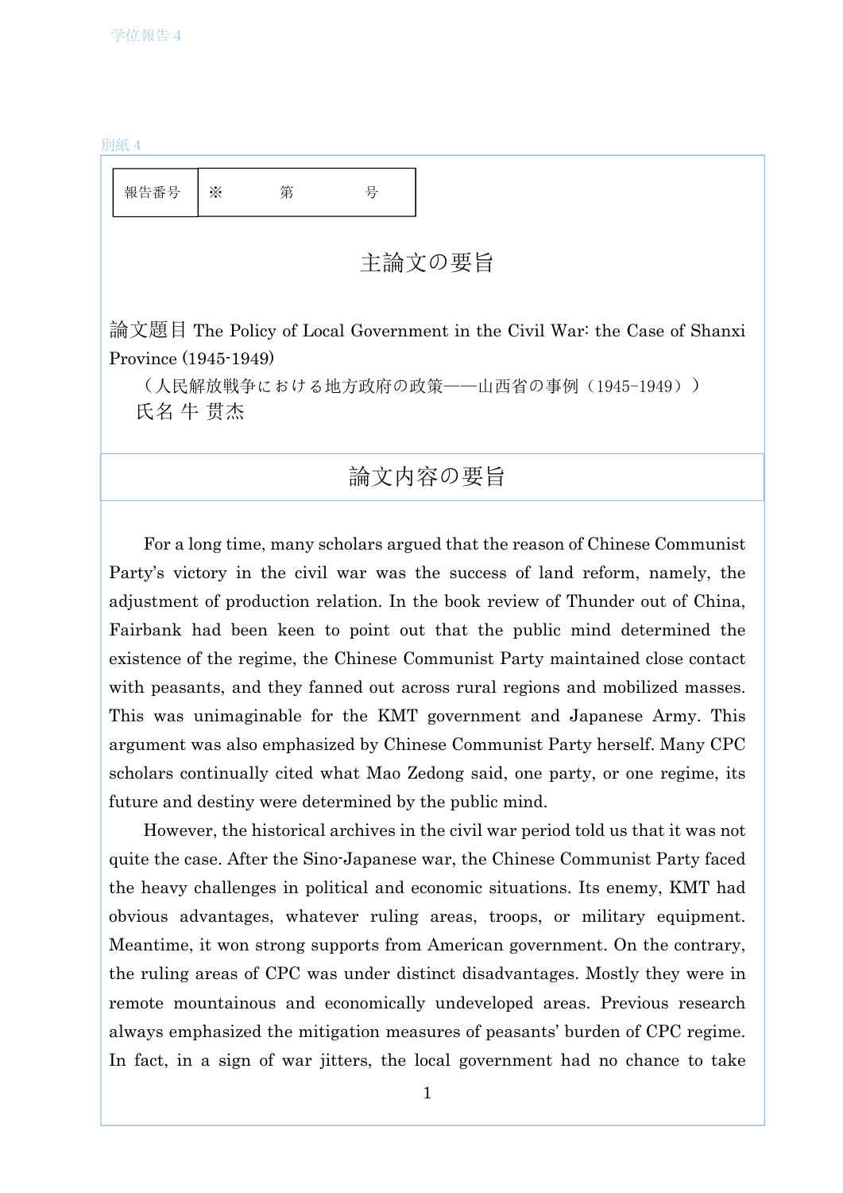学位報告 4

別紙 4

| 報告番号 | ※　　第　　号 |
|---|---|

# 主論文の要旨

論文題目 The Policy of Local Government in the Civil War: the Case of Shanxi Province (1945-1949)

（人民解放戦争における地方政府の政策——山西省の事例（1945-1949））

氏名 牛 贯杰

## 論文内容の要旨

For a long time, many scholars argued that the reason of Chinese Communist Party's victory in the civil war was the success of land reform, namely, the adjustment of production relation. In the book review of Thunder out of China, Fairbank had been keen to point out that the public mind determined the existence of the regime, the Chinese Communist Party maintained close contact with peasants, and they fanned out across rural regions and mobilized masses. This was unimaginable for the KMT government and Japanese Army. This argument was also emphasized by Chinese Communist Party herself. Many CPC scholars continually cited what Mao Zedong said, one party, or one regime, its future and destiny were determined by the public mind.

However, the historical archives in the civil war period told us that it was not quite the case. After the Sino-Japanese war, the Chinese Communist Party faced the heavy challenges in political and economic situations. Its enemy, KMT had obvious advantages, whatever ruling areas, troops, or military equipment. Meantime, it won strong supports from American government. On the contrary, the ruling areas of CPC was under distinct disadvantages. Mostly they were in remote mountainous and economically undeveloped areas. Previous research always emphasized the mitigation measures of peasants' burden of CPC regime. In fact, in a sign of war jitters, the local government had no chance to take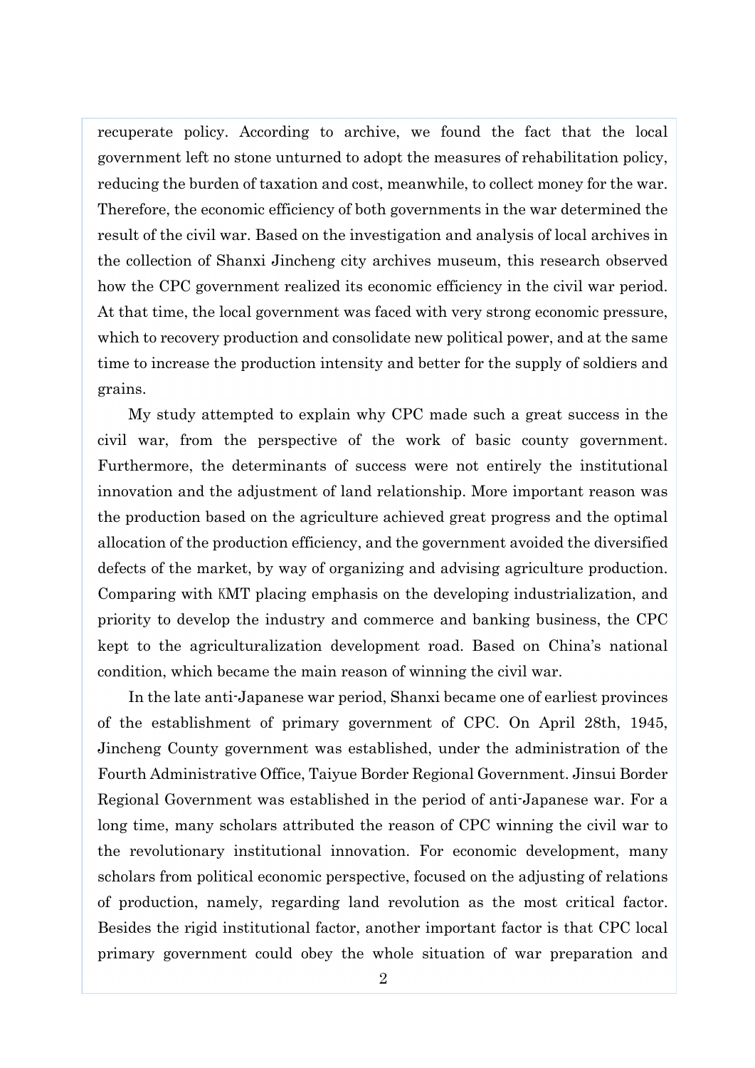recuperate policy. According to archive, we found the fact that the local government left no stone unturned to adopt the measures of rehabilitation policy, reducing the burden of taxation and cost, meanwhile, to collect money for the war. Therefore, the economic efficiency of both governments in the war determined the result of the civil war. Based on the investigation and analysis of local archives in the collection of Shanxi Jincheng city archives museum, this research observed how the CPC government realized its economic efficiency in the civil war period. At that time, the local government was faced with very strong economic pressure, which to recovery production and consolidate new political power, and at the same time to increase the production intensity and better for the supply of soldiers and grains.

My study attempted to explain why CPC made such a great success in the civil war, from the perspective of the work of basic county government. Furthermore, the determinants of success were not entirely the institutional innovation and the adjustment of land relationship. More important reason was the production based on the agriculture achieved great progress and the optimal allocation of the production efficiency, and the government avoided the diversified defects of the market, by way of organizing and advising agriculture production. Comparing with KMT placing emphasis on the developing industrialization, and priority to develop the industry and commerce and banking business, the CPC kept to the agriculturalization development road. Based on China's national condition, which became the main reason of winning the civil war.

In the late anti-Japanese war period, Shanxi became one of earliest provinces of the establishment of primary government of CPC. On April 28th, 1945, Jincheng County government was established, under the administration of the Fourth Administrative Office, Taiyue Border Regional Government. Jinsui Border Regional Government was established in the period of anti-Japanese war. For a long time, many scholars attributed the reason of CPC winning the civil war to the revolutionary institutional innovation. For economic development, many scholars from political economic perspective, focused on the adjusting of relations of production, namely, regarding land revolution as the most critical factor. Besides the rigid institutional factor, another important factor is that CPC local primary government could obey the whole situation of war preparation and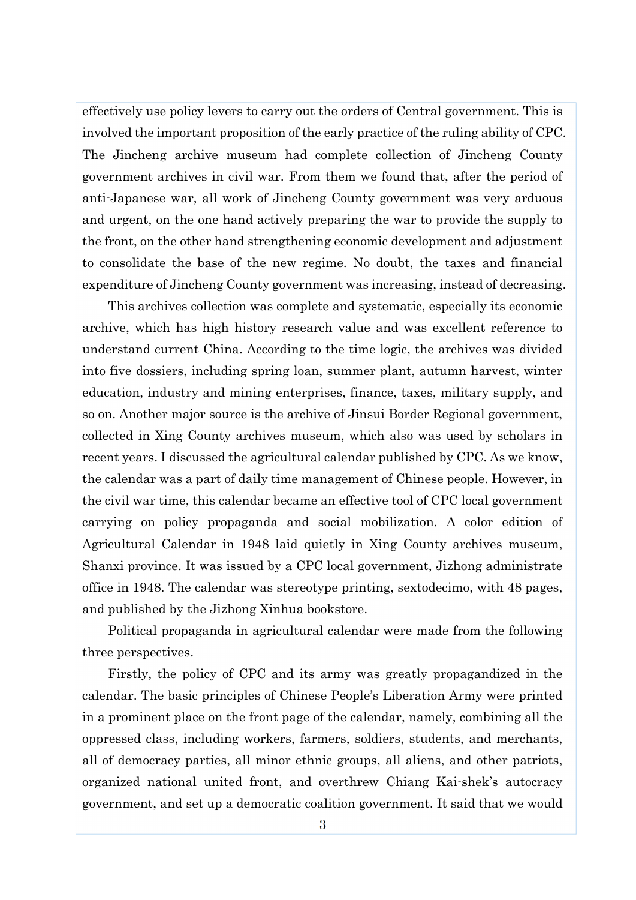effectively use policy levers to carry out the orders of Central government. This is involved the important proposition of the early practice of the ruling ability of CPC. The Jincheng archive museum had complete collection of Jincheng County government archives in civil war. From them we found that, after the period of anti-Japanese war, all work of Jincheng County government was very arduous and urgent, on the one hand actively preparing the war to provide the supply to the front, on the other hand strengthening economic development and adjustment to consolidate the base of the new regime. No doubt, the taxes and financial expenditure of Jincheng County government was increasing, instead of decreasing.

This archives collection was complete and systematic, especially its economic archive, which has high history research value and was excellent reference to understand current China. According to the time logic, the archives was divided into five dossiers, including spring loan, summer plant, autumn harvest, winter education, industry and mining enterprises, finance, taxes, military supply, and so on. Another major source is the archive of Jinsui Border Regional government, collected in Xing County archives museum, which also was used by scholars in recent years. I discussed the agricultural calendar published by CPC. As we know, the calendar was a part of daily time management of Chinese people. However, in the civil war time, this calendar became an effective tool of CPC local government carrying on policy propaganda and social mobilization. A color edition of Agricultural Calendar in 1948 laid quietly in Xing County archives museum, Shanxi province. It was issued by a CPC local government, Jizhong administrate office in 1948. The calendar was stereotype printing, sextodecimo, with 48 pages, and published by the Jizhong Xinhua bookstore.

Political propaganda in agricultural calendar were made from the following three perspectives.

Firstly, the policy of CPC and its army was greatly propagandized in the calendar. The basic principles of Chinese People's Liberation Army were printed in a prominent place on the front page of the calendar, namely, combining all the oppressed class, including workers, farmers, soldiers, students, and merchants, all of democracy parties, all minor ethnic groups, all aliens, and other patriots, organized national united front, and overthrew Chiang Kai-shek's autocracy government, and set up a democratic coalition government. It said that we would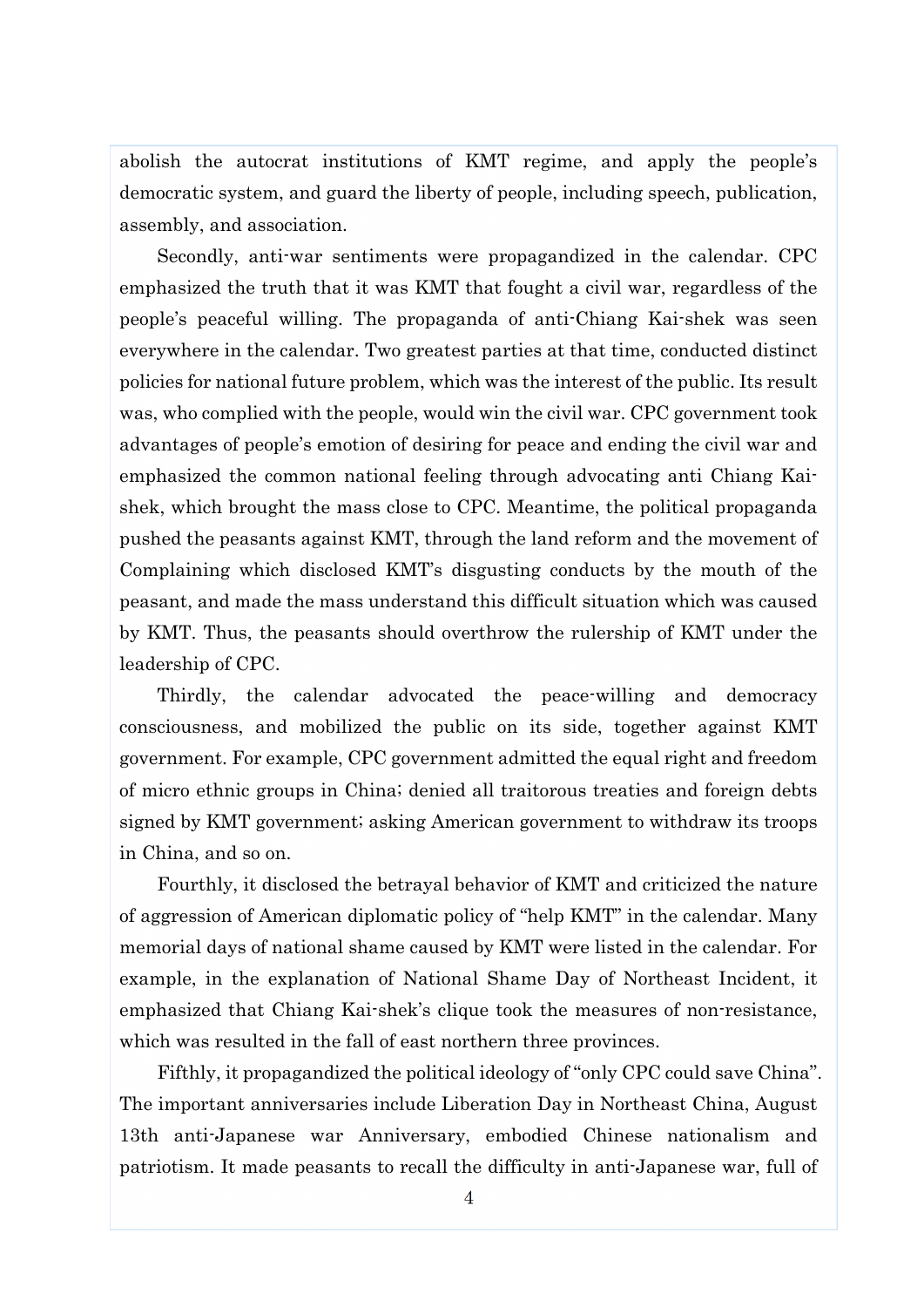abolish the autocrat institutions of KMT regime, and apply the people's democratic system, and guard the liberty of people, including speech, publication, assembly, and association.

Secondly, anti-war sentiments were propagandized in the calendar. CPC emphasized the truth that it was KMT that fought a civil war, regardless of the people's peaceful willing. The propaganda of anti-Chiang Kai-shek was seen everywhere in the calendar. Two greatest parties at that time, conducted distinct policies for national future problem, which was the interest of the public. Its result was, who complied with the people, would win the civil war. CPC government took advantages of people's emotion of desiring for peace and ending the civil war and emphasized the common national feeling through advocating anti Chiang Kai-shek, which brought the mass close to CPC. Meantime, the political propaganda pushed the peasants against KMT, through the land reform and the movement of Complaining which disclosed KMT's disgusting conducts by the mouth of the peasant, and made the mass understand this difficult situation which was caused by KMT. Thus, the peasants should overthrow the rulership of KMT under the leadership of CPC.

Thirdly, the calendar advocated the peace-willing and democracy consciousness, and mobilized the public on its side, together against KMT government. For example, CPC government admitted the equal right and freedom of micro ethnic groups in China; denied all traitorous treaties and foreign debts signed by KMT government; asking American government to withdraw its troops in China, and so on.

Fourthly, it disclosed the betrayal behavior of KMT and criticized the nature of aggression of American diplomatic policy of "help KMT" in the calendar. Many memorial days of national shame caused by KMT were listed in the calendar. For example, in the explanation of National Shame Day of Northeast Incident, it emphasized that Chiang Kai-shek's clique took the measures of non-resistance, which was resulted in the fall of east northern three provinces.

Fifthly, it propagandized the political ideology of "only CPC could save China". The important anniversaries include Liberation Day in Northeast China, August 13th anti-Japanese war Anniversary, embodied Chinese nationalism and patriotism. It made peasants to recall the difficulty in anti-Japanese war, full of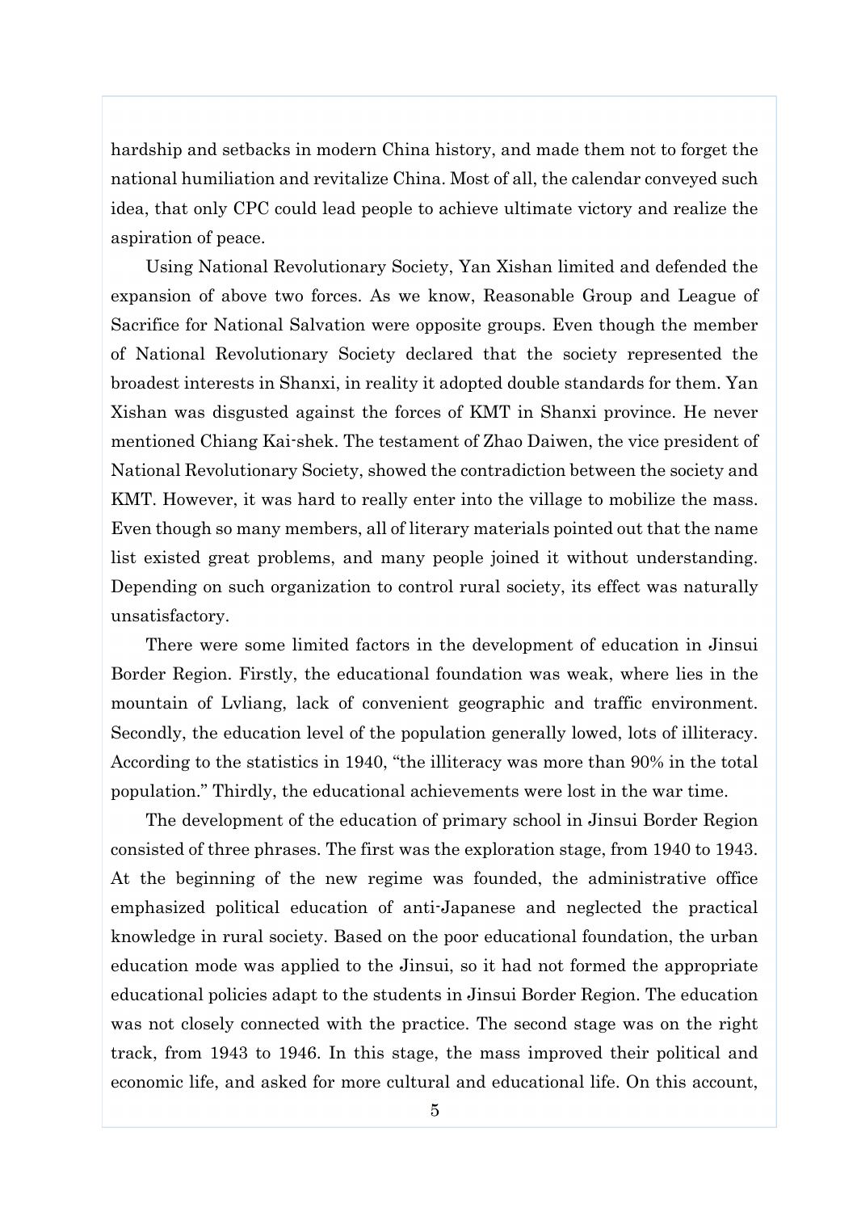hardship and setbacks in modern China history, and made them not to forget the national humiliation and revitalize China. Most of all, the calendar conveyed such idea, that only CPC could lead people to achieve ultimate victory and realize the aspiration of peace.

Using National Revolutionary Society, Yan Xishan limited and defended the expansion of above two forces. As we know, Reasonable Group and League of Sacrifice for National Salvation were opposite groups. Even though the member of National Revolutionary Society declared that the society represented the broadest interests in Shanxi, in reality it adopted double standards for them. Yan Xishan was disgusted against the forces of KMT in Shanxi province. He never mentioned Chiang Kai-shek. The testament of Zhao Daiwen, the vice president of National Revolutionary Society, showed the contradiction between the society and KMT. However, it was hard to really enter into the village to mobilize the mass. Even though so many members, all of literary materials pointed out that the name list existed great problems, and many people joined it without understanding. Depending on such organization to control rural society, its effect was naturally unsatisfactory.

There were some limited factors in the development of education in Jinsui Border Region. Firstly, the educational foundation was weak, where lies in the mountain of Lvliang, lack of convenient geographic and traffic environment. Secondly, the education level of the population generally lowed, lots of illiteracy. According to the statistics in 1940, "the illiteracy was more than 90% in the total population." Thirdly, the educational achievements were lost in the war time.

The development of the education of primary school in Jinsui Border Region consisted of three phrases. The first was the exploration stage, from 1940 to 1943. At the beginning of the new regime was founded, the administrative office emphasized political education of anti-Japanese and neglected the practical knowledge in rural society. Based on the poor educational foundation, the urban education mode was applied to the Jinsui, so it had not formed the appropriate educational policies adapt to the students in Jinsui Border Region. The education was not closely connected with the practice. The second stage was on the right track, from 1943 to 1946. In this stage, the mass improved their political and economic life, and asked for more cultural and educational life. On this account,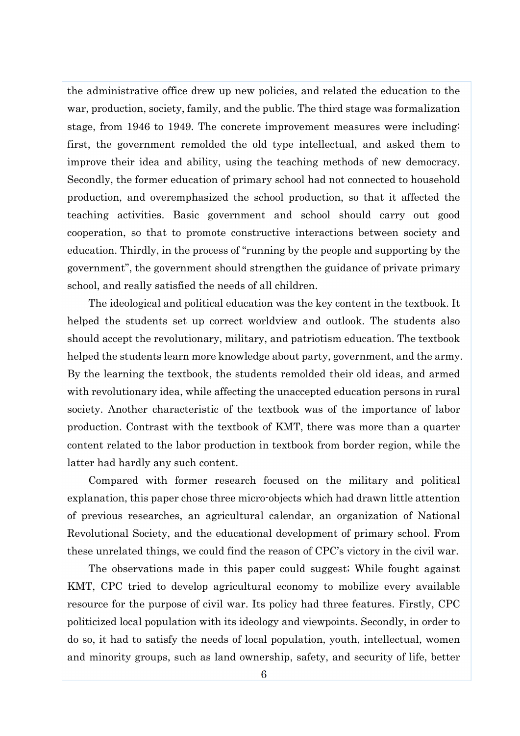the administrative office drew up new policies, and related the education to the war, production, society, family, and the public. The third stage was formalization stage, from 1946 to 1949. The concrete improvement measures were including: first, the government remolded the old type intellectual, and asked them to improve their idea and ability, using the teaching methods of new democracy. Secondly, the former education of primary school had not connected to household production, and overemphasized the school production, so that it affected the teaching activities. Basic government and school should carry out good cooperation, so that to promote constructive interactions between society and education. Thirdly, in the process of "running by the people and supporting by the government", the government should strengthen the guidance of private primary school, and really satisfied the needs of all children.

The ideological and political education was the key content in the textbook. It helped the students set up correct worldview and outlook. The students also should accept the revolutionary, military, and patriotism education. The textbook helped the students learn more knowledge about party, government, and the army. By the learning the textbook, the students remolded their old ideas, and armed with revolutionary idea, while affecting the unaccepted education persons in rural society. Another characteristic of the textbook was of the importance of labor production. Contrast with the textbook of KMT, there was more than a quarter content related to the labor production in textbook from border region, while the latter had hardly any such content.

Compared with former research focused on the military and political explanation, this paper chose three micro-objects which had drawn little attention of previous researches, an agricultural calendar, an organization of National Revolutional Society, and the educational development of primary school. From these unrelated things, we could find the reason of CPC's victory in the civil war.

The observations made in this paper could suggest; While fought against KMT, CPC tried to develop agricultural economy to mobilize every available resource for the purpose of civil war. Its policy had three features. Firstly, CPC politicized local population with its ideology and viewpoints. Secondly, in order to do so, it had to satisfy the needs of local population, youth, intellectual, women and minority groups, such as land ownership, safety, and security of life, better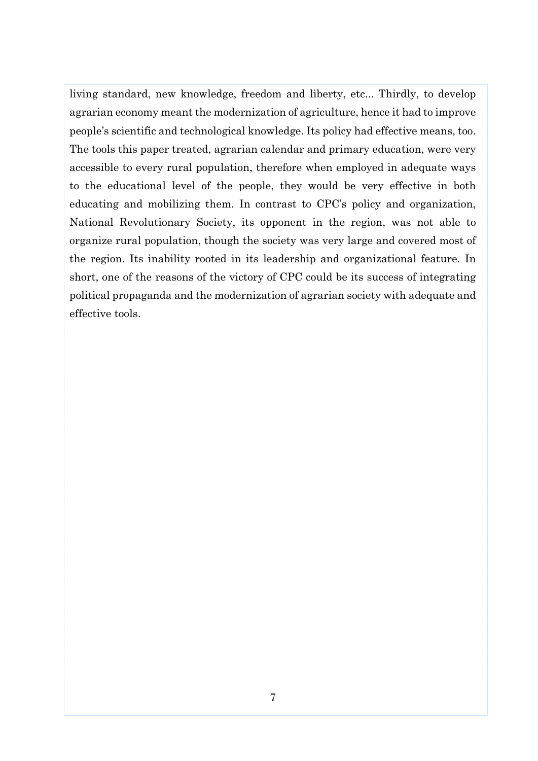living standard, new knowledge, freedom and liberty, etc... Thirdly, to develop agrarian economy meant the modernization of agriculture, hence it had to improve people's scientific and technological knowledge. Its policy had effective means, too. The tools this paper treated, agrarian calendar and primary education, were very accessible to every rural population, therefore when employed in adequate ways to the educational level of the people, they would be very effective in both educating and mobilizing them. In contrast to CPC's policy and organization, National Revolutionary Society, its opponent in the region, was not able to organize rural population, though the society was very large and covered most of the region. Its inability rooted in its leadership and organizational feature. In short, one of the reasons of the victory of CPC could be its success of integrating political propaganda and the modernization of agrarian society with adequate and effective tools.